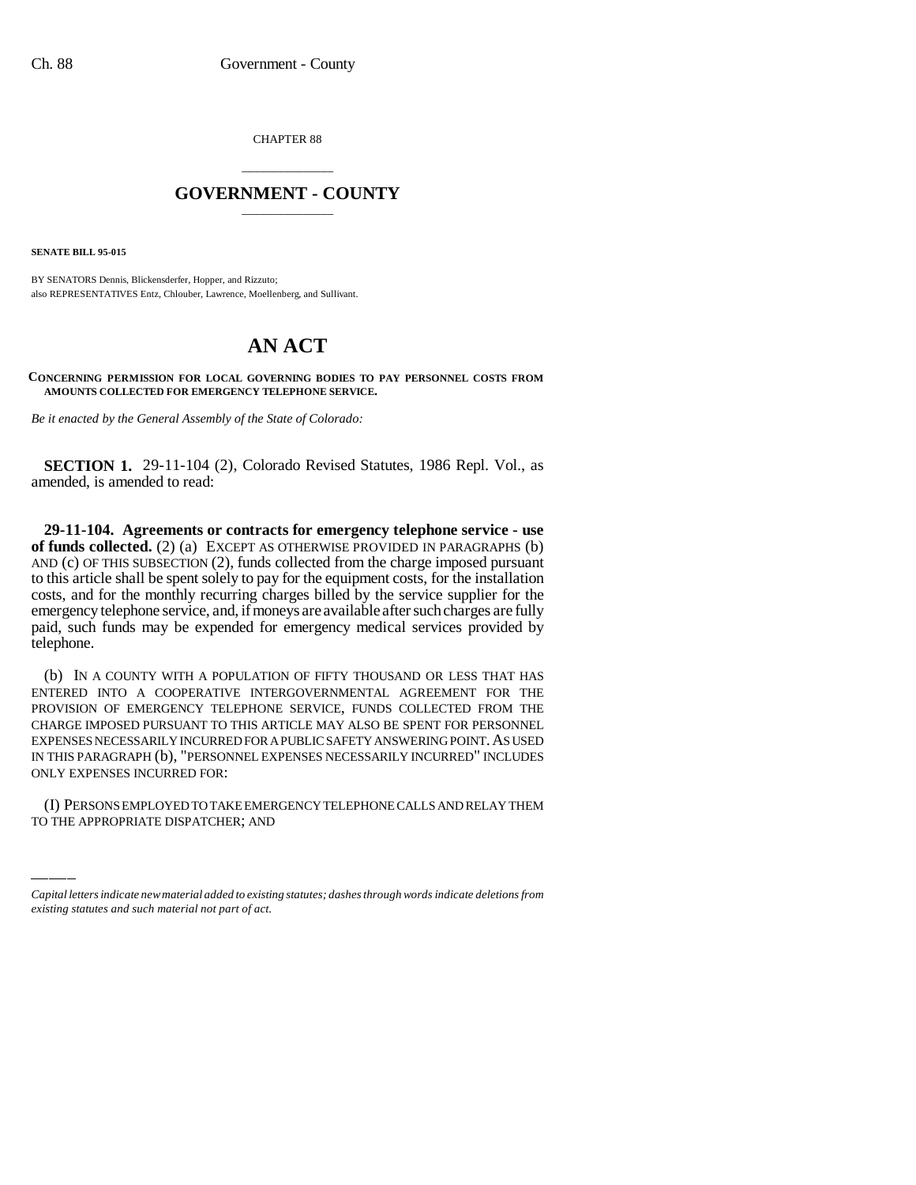CHAPTER 88

# GOVERNMENT - COUNTY

**SENATE BILL 95-015**

BY SENATORS Dennis, Blickensderfer, Hopper, and Rizzuto;
also REPRESENTATIVES Entz, Chlouber, Lawrence, Moellenberg, and Sullivant.

# AN ACT

**CONCERNING PERMISSION FOR LOCAL GOVERNING BODIES TO PAY PERSONNEL COSTS FROM AMOUNTS COLLECTED FOR EMERGENCY TELEPHONE SERVICE.**

*Be it enacted by the General Assembly of the State of Colorado:*

**SECTION 1.** 29-11-104 (2), Colorado Revised Statutes, 1986 Repl. Vol., as amended, is amended to read:

**29-11-104. Agreements or contracts for emergency telephone service - use of funds collected.** (2) (a) EXCEPT AS OTHERWISE PROVIDED IN PARAGRAPHS (b) AND (c) OF THIS SUBSECTION (2), funds collected from the charge imposed pursuant to this article shall be spent solely to pay for the equipment costs, for the installation costs, and for the monthly recurring charges billed by the service supplier for the emergency telephone service, and, if moneys are available after such charges are fully paid, such funds may be expended for emergency medical services provided by telephone.

(b) IN A COUNTY WITH A POPULATION OF FIFTY THOUSAND OR LESS THAT HAS ENTERED INTO A COOPERATIVE INTERGOVERNMENTAL AGREEMENT FOR THE PROVISION OF EMERGENCY TELEPHONE SERVICE, FUNDS COLLECTED FROM THE CHARGE IMPOSED PURSUANT TO THIS ARTICLE MAY ALSO BE SPENT FOR PERSONNEL EXPENSES NECESSARILY INCURRED FOR A PUBLIC SAFETY ANSWERING POINT. AS USED IN THIS PARAGRAPH (b), "PERSONNEL EXPENSES NECESSARILY INCURRED" INCLUDES ONLY EXPENSES INCURRED FOR:

(I) PERSONS EMPLOYED TO TAKE EMERGENCY TELEPHONE CALLS AND RELAY THEM TO THE APPROPRIATE DISPATCHER; AND

---

*Capital letters indicate new material added to existing statutes; dashes through words indicate deletions from existing statutes and such material not part of act.*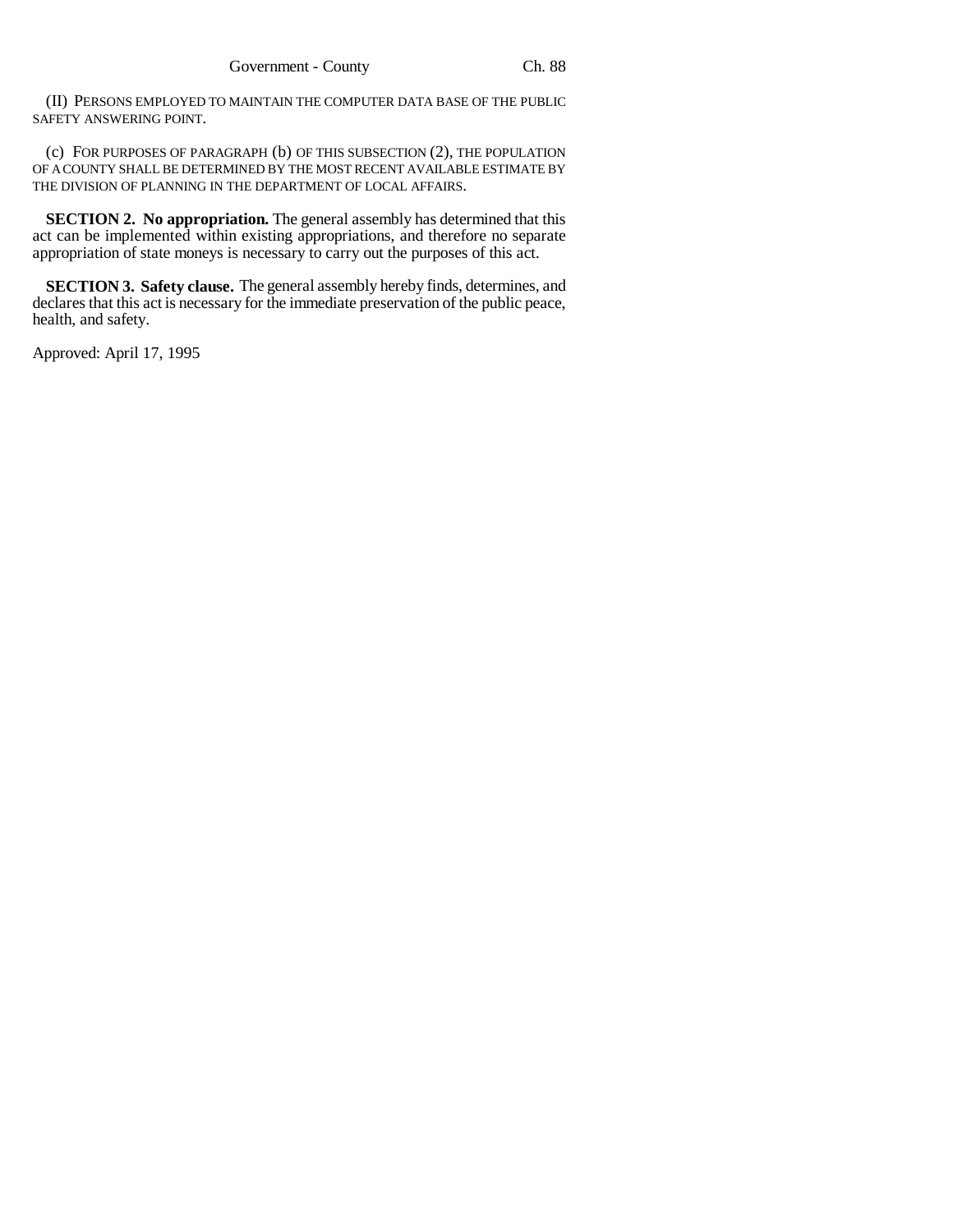(II) PERSONS EMPLOYED TO MAINTAIN THE COMPUTER DATA BASE OF THE PUBLIC SAFETY ANSWERING POINT.

(c) FOR PURPOSES OF PARAGRAPH (b) OF THIS SUBSECTION (2), THE POPULATION OF A COUNTY SHALL BE DETERMINED BY THE MOST RECENT AVAILABLE ESTIMATE BY THE DIVISION OF PLANNING IN THE DEPARTMENT OF LOCAL AFFAIRS.

**SECTION 2. No appropriation.** The general assembly has determined that this act can be implemented within existing appropriations, and therefore no separate appropriation of state moneys is necessary to carry out the purposes of this act.

**SECTION 3. Safety clause.** The general assembly hereby finds, determines, and declares that this act is necessary for the immediate preservation of the public peace, health, and safety.

Approved: April 17, 1995